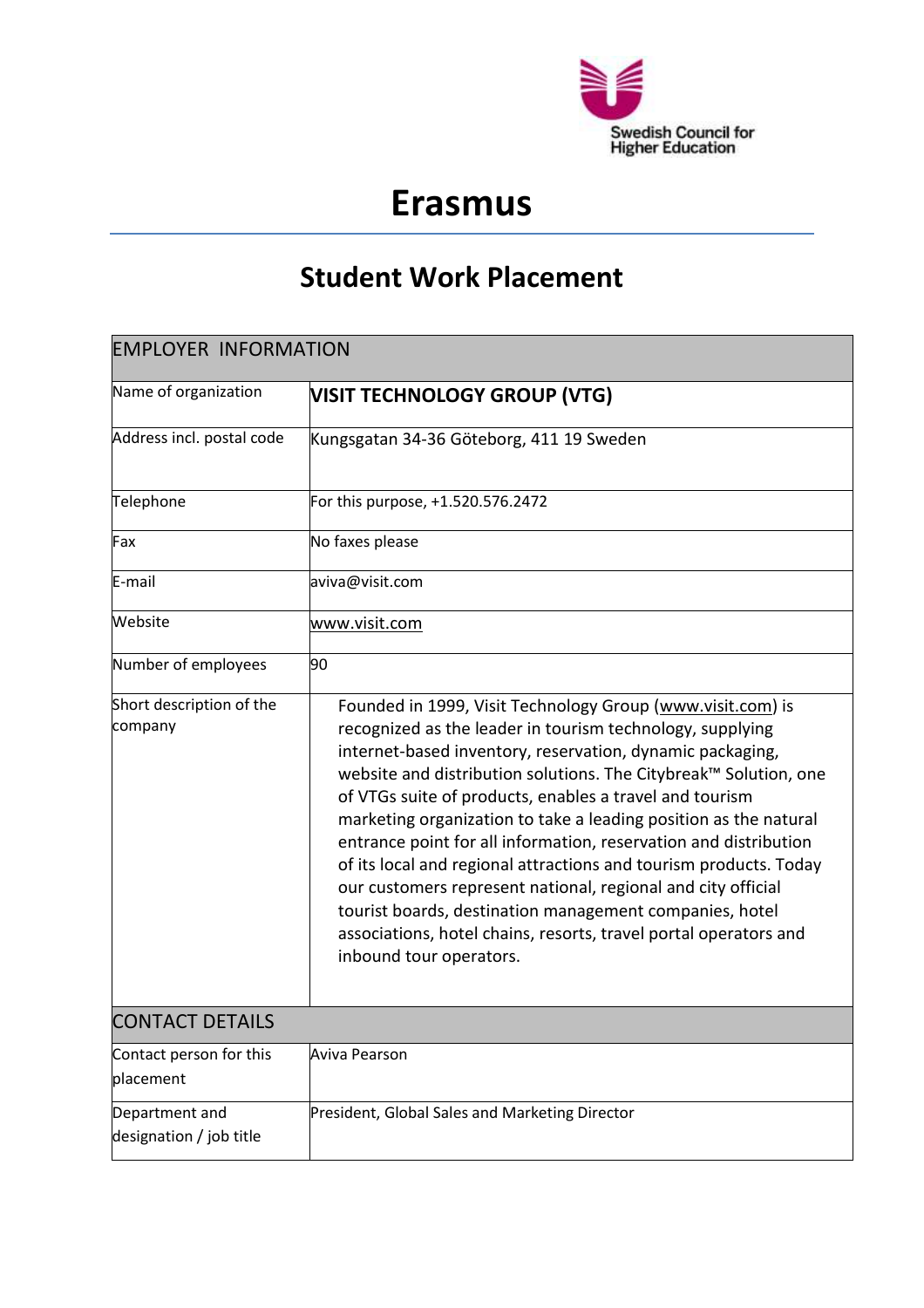Swedish Council for Higher Education

# Erasmus

## Student Work Placement

| EMPLOYER INFORMATION | |
|---|---|
| Name of organization | **VISIT TECHNOLOGY GROUP (VTG)** |
| Address incl. postal code | Kungsgatan 34-36 Göteborg, 411 19 Sweden |
| Telephone | For this purpose, +1.520.576.2472 |
| Fax | No faxes please |
| E-mail | aviva@visit.com |
| Website | www.visit.com |
| Number of employees | 90 |
| Short description of the company | Founded in 1999, Visit Technology Group (www.visit.com) is recognized as the leader in tourism technology, supplying internet-based inventory, reservation, dynamic packaging, website and distribution solutions. The Citybreak™ Solution, one of VTGs suite of products, enables a travel and tourism marketing organization to take a leading position as the natural entrance point for all information, reservation and distribution of its local and regional attractions and tourism products. Today our customers represent national, regional and city official tourist boards, destination management companies, hotel associations, hotel chains, resorts, travel portal operators and inbound tour operators. |
| **CONTACT DETAILS** | |
| Contact person for this placement | Aviva Pearson |
| Department and designation / job title | President, Global Sales and Marketing Director |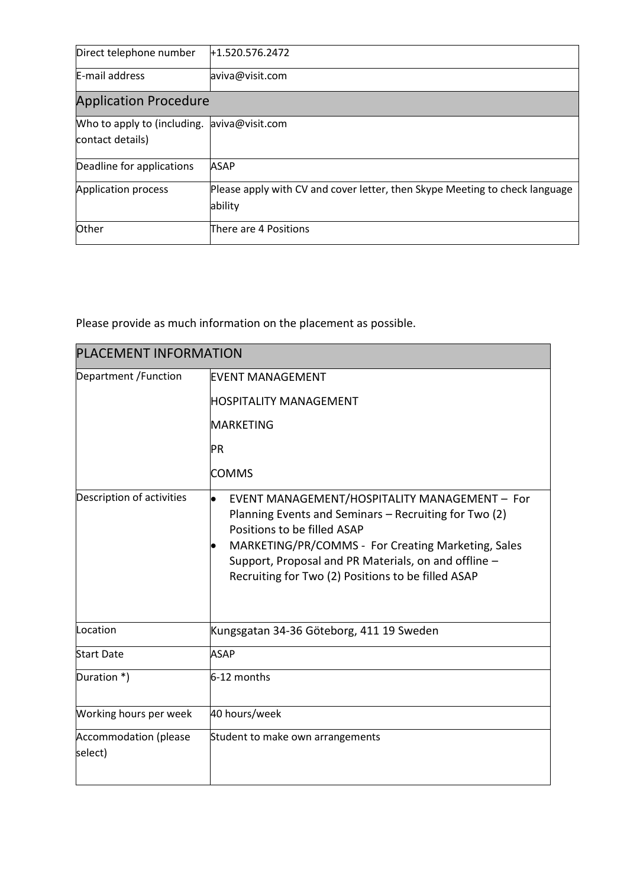| | |
|---|---|
| Direct telephone number | +1.520.576.2472 |
| E-mail address | aviva@visit.com |
| **Application Procedure** | |
| Who to apply to (including. contact details) | aviva@visit.com |
| Deadline for applications | ASAP |
| Application process | Please apply with CV and cover letter, then Skype Meeting to check language ability |
| Other | There are 4 Positions |

Please provide as much information on the placement as possible.

| PLACEMENT INFORMATION | |
|---|---|
| Department /Function | EVENT MANAGEMENT<br>HOSPITALITY MANAGEMENT<br>MARKETING<br>PR<br>COMMS |
| Description of activities | • EVENT MANAGEMENT/HOSPITALITY MANAGEMENT – For Planning Events and Seminars – Recruiting for Two (2) Positions to be filled ASAP<br>• MARKETING/PR/COMMS - For Creating Marketing, Sales Support, Proposal and PR Materials, on and offline – Recruiting for Two (2) Positions to be filled ASAP |
| Location | Kungsgatan 34-36 Göteborg, 411 19 Sweden |
| Start Date | ASAP |
| Duration *) | 6-12 months |
| Working hours per week | 40 hours/week |
| Accommodation (please select) | Student to make own arrangements |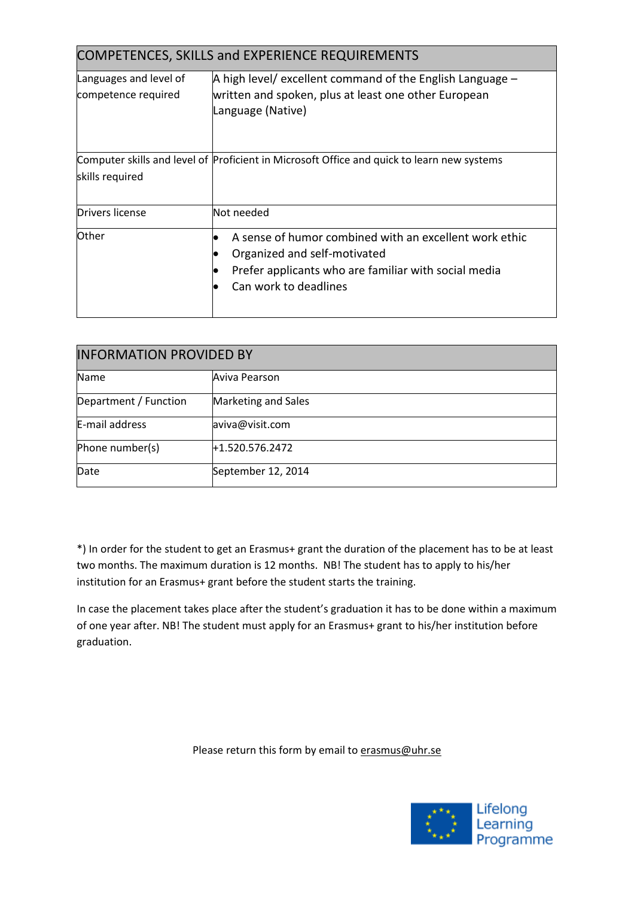| COMPETENCES, SKILLS and EXPERIENCE REQUIREMENTS | |
|---|---|
| Languages and level of competence required | A high level/ excellent command of the English Language – written and spoken, plus at least one other European Language (Native) |
| Computer skills and level of skills required | Proficient in Microsoft Office and quick to learn new systems |
| Drivers license | Not needed |
| Other | • A sense of humor combined with an excellent work ethic<br>• Organized and self-motivated<br>• Prefer applicants who are familiar with social media<br>• Can work to deadlines |

| INFORMATION PROVIDED BY | |
|---|---|
| Name | Aviva Pearson |
| Department / Function | Marketing and Sales |
| E-mail address | aviva@visit.com |
| Phone number(s) | +1.520.576.2472 |
| Date | September 12, 2014 |

*) In order for the student to get an Erasmus+ grant the duration of the placement has to be at least two months. The maximum duration is 12 months. NB! The student has to apply to his/her institution for an Erasmus+ grant before the student starts the training.

In case the placement takes place after the student's graduation it has to be done within a maximum of one year after. NB! The student must apply for an Erasmus+ grant to his/her institution before graduation.

Please return this form by email to erasmus@uhr.se

Lifelong Learning Programme